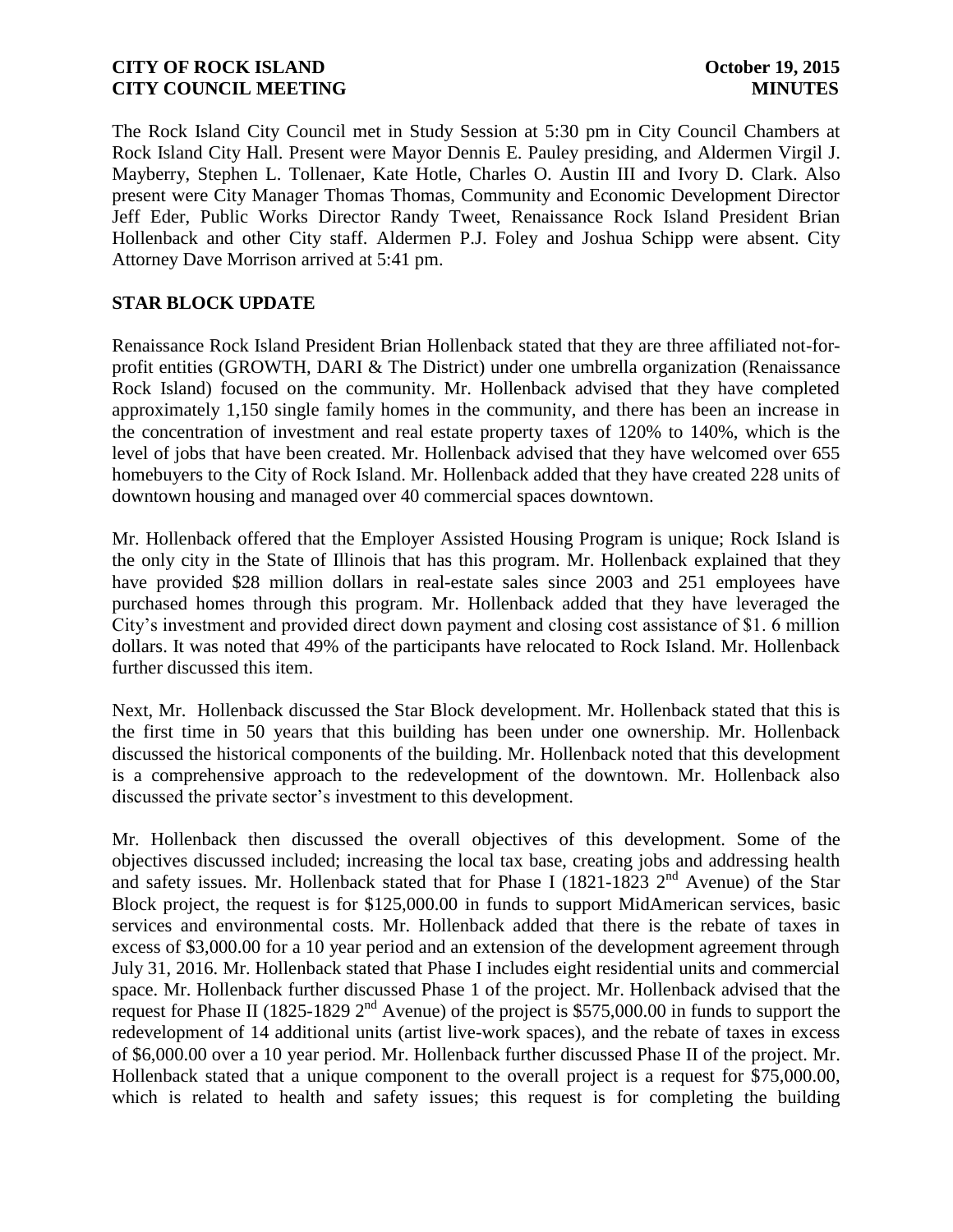The Rock Island City Council met in Study Session at 5:30 pm in City Council Chambers at Rock Island City Hall. Present were Mayor Dennis E. Pauley presiding, and Aldermen Virgil J. Mayberry, Stephen L. Tollenaer, Kate Hotle, Charles O. Austin III and Ivory D. Clark. Also present were City Manager Thomas Thomas, Community and Economic Development Director Jeff Eder, Public Works Director Randy Tweet, Renaissance Rock Island President Brian Hollenback and other City staff. Aldermen P.J. Foley and Joshua Schipp were absent. City Attorney Dave Morrison arrived at 5:41 pm.

## STAR BLOCK UPDATE

Renaissance Rock Island President Brian Hollenback stated that they are three affiliated not-for-profit entities (GROWTH, DARI & The District) under one umbrella organization (Renaissance Rock Island) focused on the community. Mr. Hollenback advised that they have completed approximately 1,150 single family homes in the community, and there has been an increase in the concentration of investment and real estate property taxes of 120% to 140%, which is the level of jobs that have been created. Mr. Hollenback advised that they have welcomed over 655 homebuyers to the City of Rock Island. Mr. Hollenback added that they have created 228 units of downtown housing and managed over 40 commercial spaces downtown.

Mr. Hollenback offered that the Employer Assisted Housing Program is unique; Rock Island is the only city in the State of Illinois that has this program. Mr. Hollenback explained that they have provided $28 million dollars in real-estate sales since 2003 and 251 employees have purchased homes through this program. Mr. Hollenback added that they have leveraged the City's investment and provided direct down payment and closing cost assistance of $1. 6 million dollars. It was noted that 49% of the participants have relocated to Rock Island. Mr. Hollenback further discussed this item.

Next, Mr. Hollenback discussed the Star Block development. Mr. Hollenback stated that this is the first time in 50 years that this building has been under one ownership. Mr. Hollenback discussed the historical components of the building. Mr. Hollenback noted that this development is a comprehensive approach to the redevelopment of the downtown. Mr. Hollenback also discussed the private sector's investment to this development.

Mr. Hollenback then discussed the overall objectives of this development. Some of the objectives discussed included; increasing the local tax base, creating jobs and addressing health and safety issues. Mr. Hollenback stated that for Phase I (1821-1823 2nd Avenue) of the Star Block project, the request is for $125,000.00 in funds to support MidAmerican services, basic services and environmental costs. Mr. Hollenback added that there is the rebate of taxes in excess of $3,000.00 for a 10 year period and an extension of the development agreement through July 31, 2016. Mr. Hollenback stated that Phase I includes eight residential units and commercial space. Mr. Hollenback further discussed Phase 1 of the project. Mr. Hollenback advised that the request for Phase II (1825-1829 2nd Avenue) of the project is $575,000.00 in funds to support the redevelopment of 14 additional units (artist live-work spaces), and the rebate of taxes in excess of $6,000.00 over a 10 year period. Mr. Hollenback further discussed Phase II of the project. Mr. Hollenback stated that a unique component to the overall project is a request for $75,000.00, which is related to health and safety issues; this request is for completing the building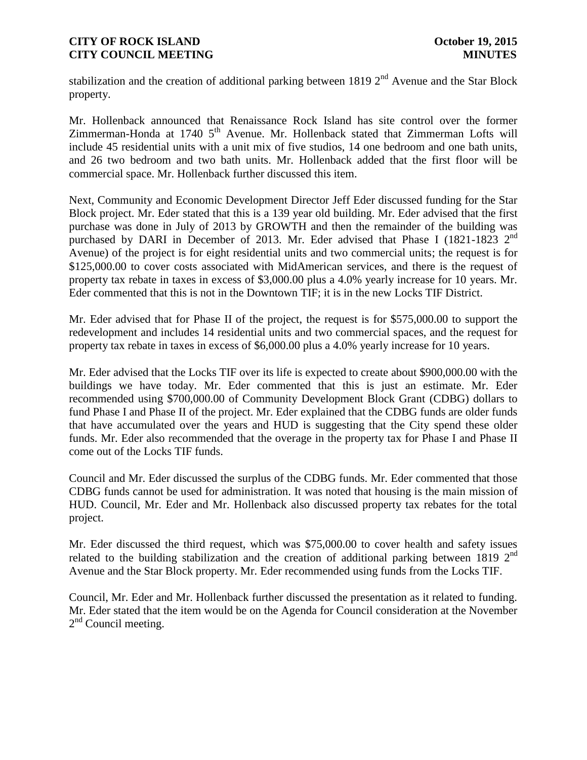stabilization and the creation of additional parking between 1819 2nd Avenue and the Star Block property.

Mr. Hollenback announced that Renaissance Rock Island has site control over the former Zimmerman-Honda at 1740 5th Avenue. Mr. Hollenback stated that Zimmerman Lofts will include 45 residential units with a unit mix of five studios, 14 one bedroom and one bath units, and 26 two bedroom and two bath units. Mr. Hollenback added that the first floor will be commercial space. Mr. Hollenback further discussed this item.

Next, Community and Economic Development Director Jeff Eder discussed funding for the Star Block project. Mr. Eder stated that this is a 139 year old building. Mr. Eder advised that the first purchase was done in July of 2013 by GROWTH and then the remainder of the building was purchased by DARI in December of 2013. Mr. Eder advised that Phase I (1821-1823 2nd Avenue) of the project is for eight residential units and two commercial units; the request is for $125,000.00 to cover costs associated with MidAmerican services, and there is the request of property tax rebate in taxes in excess of $3,000.00 plus a 4.0% yearly increase for 10 years. Mr. Eder commented that this is not in the Downtown TIF; it is in the new Locks TIF District.

Mr. Eder advised that for Phase II of the project, the request is for $575,000.00 to support the redevelopment and includes 14 residential units and two commercial spaces, and the request for property tax rebate in taxes in excess of $6,000.00 plus a 4.0% yearly increase for 10 years.

Mr. Eder advised that the Locks TIF over its life is expected to create about $900,000.00 with the buildings we have today. Mr. Eder commented that this is just an estimate. Mr. Eder recommended using $700,000.00 of Community Development Block Grant (CDBG) dollars to fund Phase I and Phase II of the project. Mr. Eder explained that the CDBG funds are older funds that have accumulated over the years and HUD is suggesting that the City spend these older funds. Mr. Eder also recommended that the overage in the property tax for Phase I and Phase II come out of the Locks TIF funds.

Council and Mr. Eder discussed the surplus of the CDBG funds. Mr. Eder commented that those CDBG funds cannot be used for administration. It was noted that housing is the main mission of HUD. Council, Mr. Eder and Mr. Hollenback also discussed property tax rebates for the total project.

Mr. Eder discussed the third request, which was $75,000.00 to cover health and safety issues related to the building stabilization and the creation of additional parking between 1819 2nd Avenue and the Star Block property. Mr. Eder recommended using funds from the Locks TIF.

Council, Mr. Eder and Mr. Hollenback further discussed the presentation as it related to funding. Mr. Eder stated that the item would be on the Agenda for Council consideration at the November 2nd Council meeting.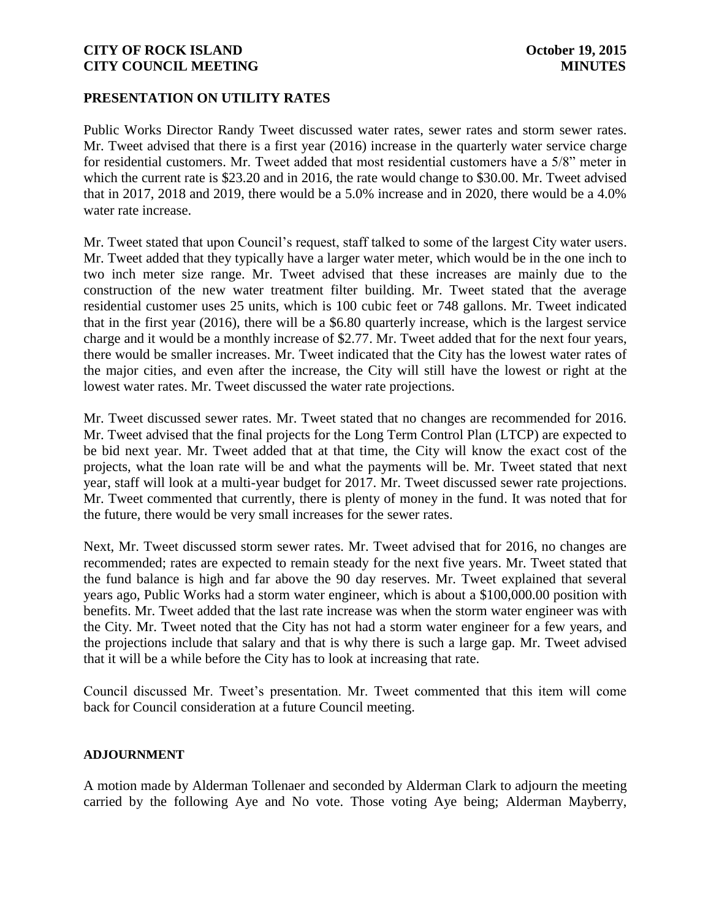## PRESENTATION ON UTILITY RATES

Public Works Director Randy Tweet discussed water rates, sewer rates and storm sewer rates. Mr. Tweet advised that there is a first year (2016) increase in the quarterly water service charge for residential customers. Mr. Tweet added that most residential customers have a 5/8" meter in which the current rate is $23.20 and in 2016, the rate would change to $30.00. Mr. Tweet advised that in 2017, 2018 and 2019, there would be a 5.0% increase and in 2020, there would be a 4.0% water rate increase.

Mr. Tweet stated that upon Council's request, staff talked to some of the largest City water users. Mr. Tweet added that they typically have a larger water meter, which would be in the one inch to two inch meter size range. Mr. Tweet advised that these increases are mainly due to the construction of the new water treatment filter building. Mr. Tweet stated that the average residential customer uses 25 units, which is 100 cubic feet or 748 gallons. Mr. Tweet indicated that in the first year (2016), there will be a $6.80 quarterly increase, which is the largest service charge and it would be a monthly increase of $2.77. Mr. Tweet added that for the next four years, there would be smaller increases. Mr. Tweet indicated that the City has the lowest water rates of the major cities, and even after the increase, the City will still have the lowest or right at the lowest water rates. Mr. Tweet discussed the water rate projections.

Mr. Tweet discussed sewer rates. Mr. Tweet stated that no changes are recommended for 2016. Mr. Tweet advised that the final projects for the Long Term Control Plan (LTCP) are expected to be bid next year. Mr. Tweet added that at that time, the City will know the exact cost of the projects, what the loan rate will be and what the payments will be. Mr. Tweet stated that next year, staff will look at a multi-year budget for 2017. Mr. Tweet discussed sewer rate projections. Mr. Tweet commented that currently, there is plenty of money in the fund. It was noted that for the future, there would be very small increases for the sewer rates.

Next, Mr. Tweet discussed storm sewer rates. Mr. Tweet advised that for 2016, no changes are recommended; rates are expected to remain steady for the next five years. Mr. Tweet stated that the fund balance is high and far above the 90 day reserves. Mr. Tweet explained that several years ago, Public Works had a storm water engineer, which is about a $100,000.00 position with benefits. Mr. Tweet added that the last rate increase was when the storm water engineer was with the City. Mr. Tweet noted that the City has not had a storm water engineer for a few years, and the projections include that salary and that is why there is such a large gap. Mr. Tweet advised that it will be a while before the City has to look at increasing that rate.

Council discussed Mr. Tweet's presentation. Mr. Tweet commented that this item will come back for Council consideration at a future Council meeting.

## ADJOURNMENT

A motion made by Alderman Tollenaer and seconded by Alderman Clark to adjourn the meeting carried by the following Aye and No vote. Those voting Aye being; Alderman Mayberry,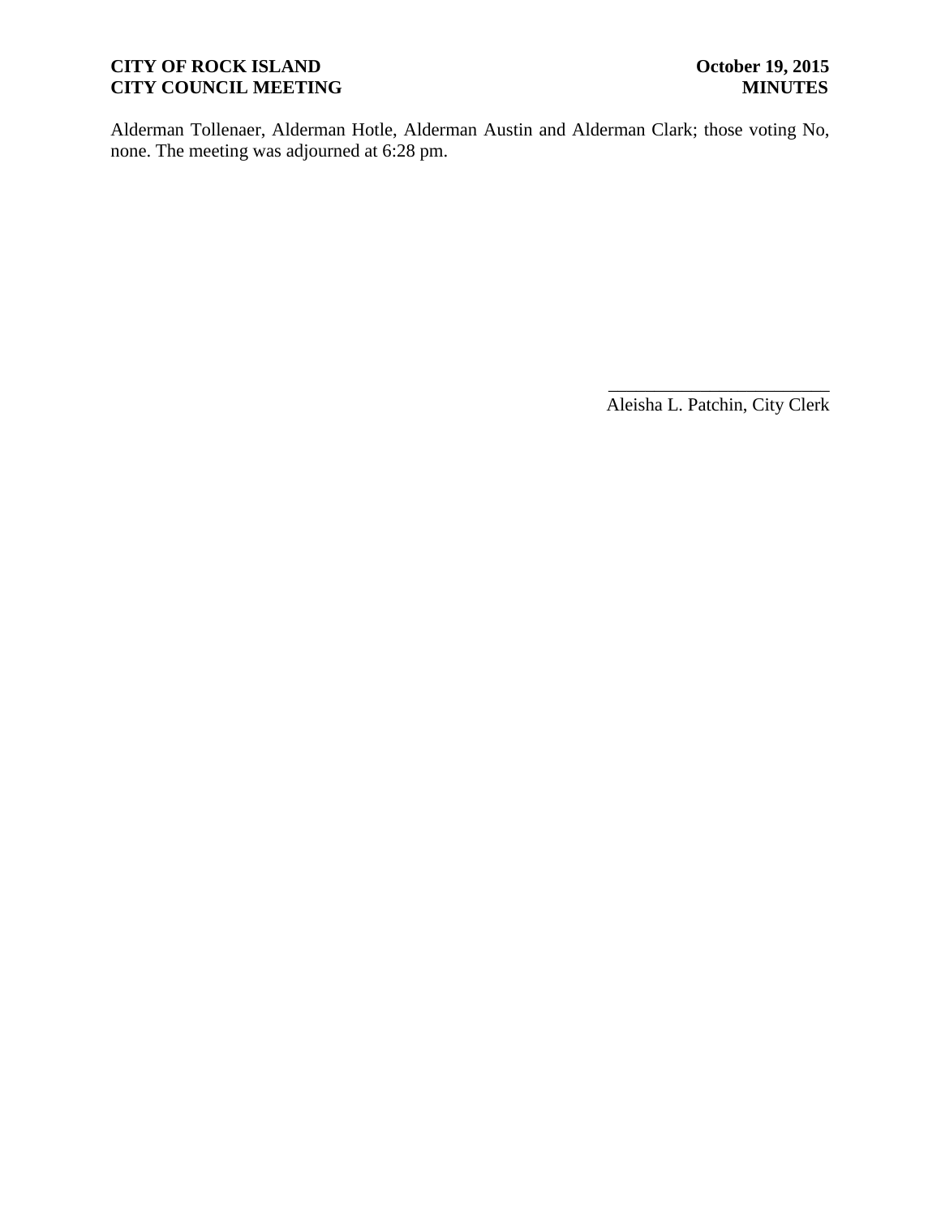Alderman Tollenaer, Alderman Hotle, Alderman Austin and Alderman Clark; those voting No, none. The meeting was adjourned at 6:28 pm.

\_\_\_\_\_\_\_\_\_\_\_\_\_\_\_\_\_\_\_\_\_\_\_\_\_
Aleisha L. Patchin, City Clerk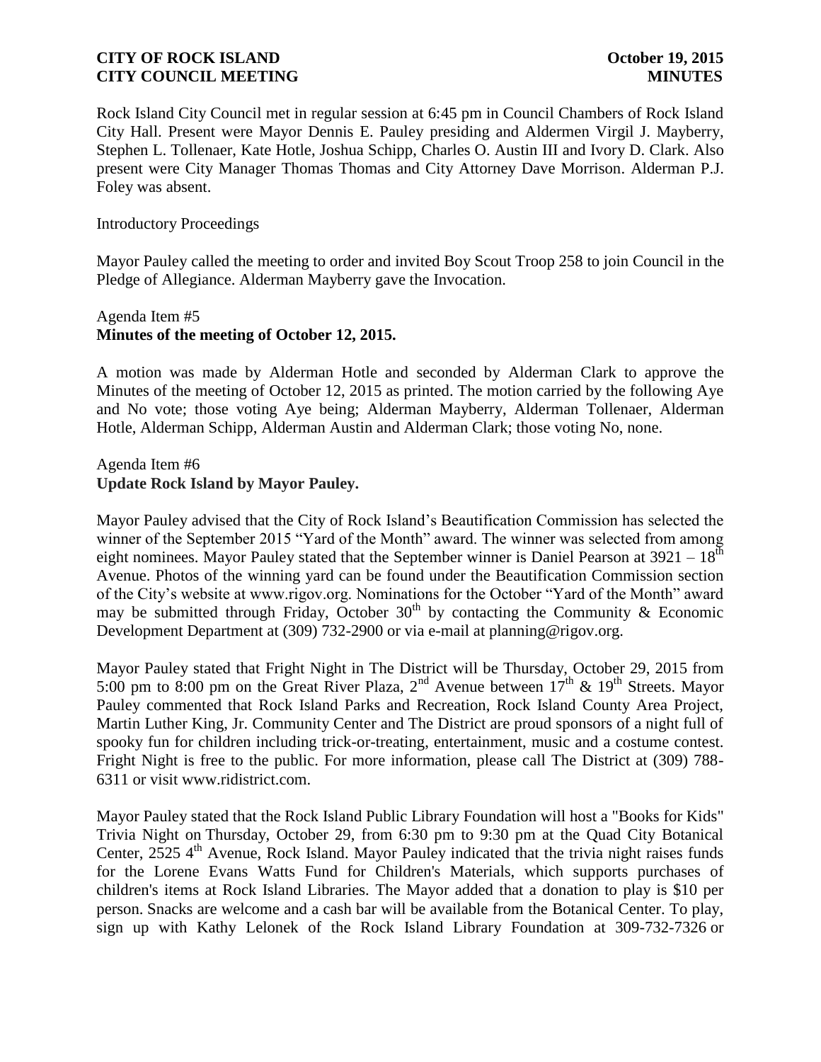Rock Island City Council met in regular session at 6:45 pm in Council Chambers of Rock Island City Hall. Present were Mayor Dennis E. Pauley presiding and Aldermen Virgil J. Mayberry, Stephen L. Tollenaer, Kate Hotle, Joshua Schipp, Charles O. Austin III and Ivory D. Clark. Also present were City Manager Thomas Thomas and City Attorney Dave Morrison. Alderman P.J. Foley was absent.

Introductory Proceedings

Mayor Pauley called the meeting to order and invited Boy Scout Troop 258 to join Council in the Pledge of Allegiance. Alderman Mayberry gave the Invocation.

Agenda Item #5
**Minutes of the meeting of October 12, 2015.**

A motion was made by Alderman Hotle and seconded by Alderman Clark to approve the Minutes of the meeting of October 12, 2015 as printed. The motion carried by the following Aye and No vote; those voting Aye being; Alderman Mayberry, Alderman Tollenaer, Alderman Hotle, Alderman Schipp, Alderman Austin and Alderman Clark; those voting No, none.

Agenda Item #6
**Update Rock Island by Mayor Pauley.**

Mayor Pauley advised that the City of Rock Island's Beautification Commission has selected the winner of the September 2015 "Yard of the Month" award. The winner was selected from among eight nominees. Mayor Pauley stated that the September winner is Daniel Pearson at 3921 – 18th Avenue. Photos of the winning yard can be found under the Beautification Commission section of the City's website at www.rigov.org. Nominations for the October "Yard of the Month" award may be submitted through Friday, October 30th by contacting the Community & Economic Development Department at (309) 732-2900 or via e-mail at planning@rigov.org.

Mayor Pauley stated that Fright Night in The District will be Thursday, October 29, 2015 from 5:00 pm to 8:00 pm on the Great River Plaza, 2nd Avenue between 17th & 19th Streets. Mayor Pauley commented that Rock Island Parks and Recreation, Rock Island County Area Project, Martin Luther King, Jr. Community Center and The District are proud sponsors of a night full of spooky fun for children including trick-or-treating, entertainment, music and a costume contest. Fright Night is free to the public. For more information, please call The District at (309) 788-6311 or visit www.ridistrict.com.

Mayor Pauley stated that the Rock Island Public Library Foundation will host a "Books for Kids" Trivia Night on Thursday, October 29, from 6:30 pm to 9:30 pm at the Quad City Botanical Center, 2525 4th Avenue, Rock Island. Mayor Pauley indicated that the trivia night raises funds for the Lorene Evans Watts Fund for Children's Materials, which supports purchases of children's items at Rock Island Libraries. The Mayor added that a donation to play is $10 per person. Snacks are welcome and a cash bar will be available from the Botanical Center. To play, sign up with Kathy Lelonek of the Rock Island Library Foundation at 309-732-7326 or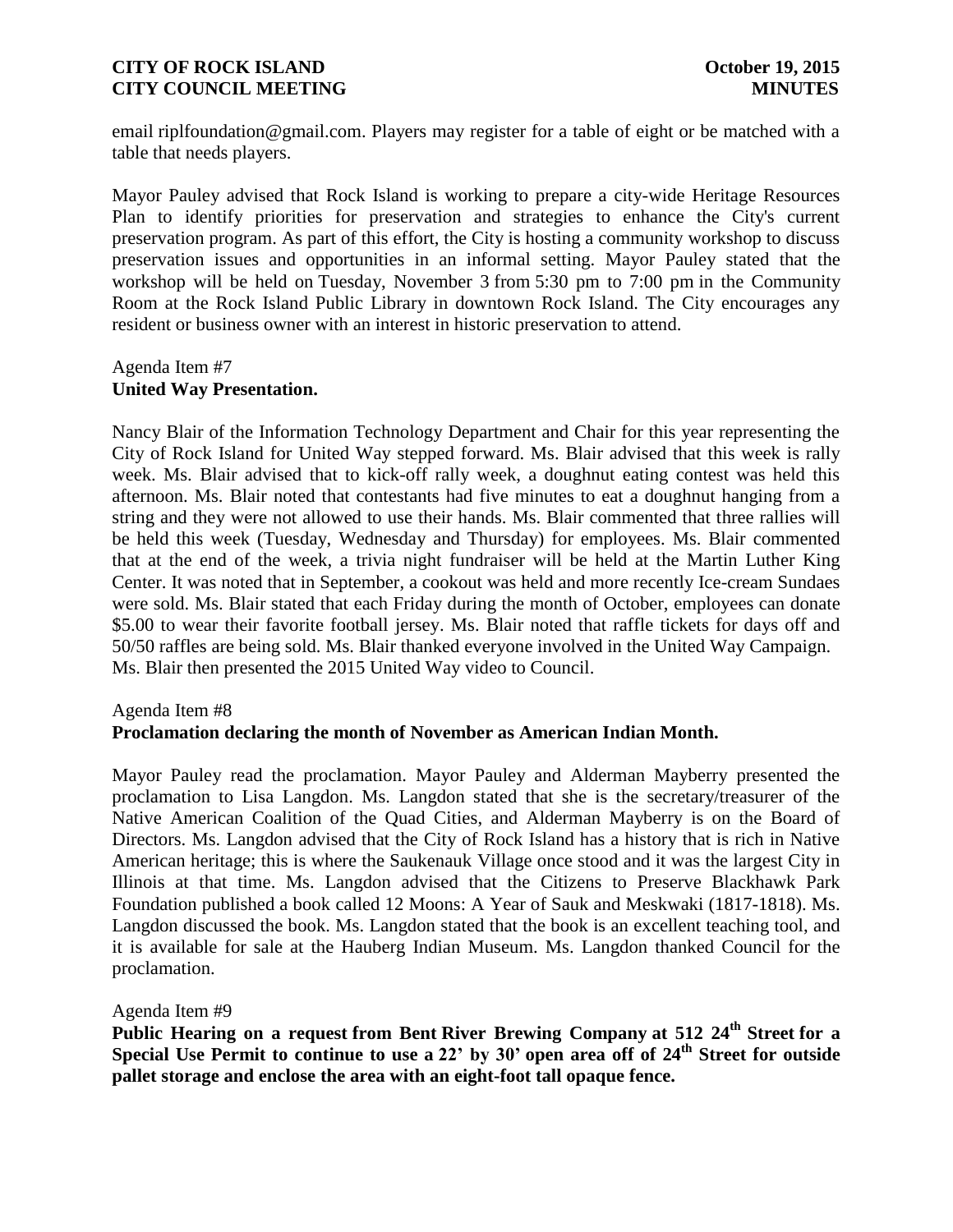email riplfoundation@gmail.com. Players may register for a table of eight or be matched with a table that needs players.

Mayor Pauley advised that Rock Island is working to prepare a city-wide Heritage Resources Plan to identify priorities for preservation and strategies to enhance the City's current preservation program. As part of this effort, the City is hosting a community workshop to discuss preservation issues and opportunities in an informal setting. Mayor Pauley stated that the workshop will be held on Tuesday, November 3 from 5:30 pm to 7:00 pm in the Community Room at the Rock Island Public Library in downtown Rock Island. The City encourages any resident or business owner with an interest in historic preservation to attend.

Agenda Item #7
**United Way Presentation.**

Nancy Blair of the Information Technology Department and Chair for this year representing the City of Rock Island for United Way stepped forward. Ms. Blair advised that this week is rally week. Ms. Blair advised that to kick-off rally week, a doughnut eating contest was held this afternoon. Ms. Blair noted that contestants had five minutes to eat a doughnut hanging from a string and they were not allowed to use their hands. Ms. Blair commented that three rallies will be held this week (Tuesday, Wednesday and Thursday) for employees. Ms. Blair commented that at the end of the week, a trivia night fundraiser will be held at the Martin Luther King Center. It was noted that in September, a cookout was held and more recently Ice-cream Sundaes were sold. Ms. Blair stated that each Friday during the month of October, employees can donate $5.00 to wear their favorite football jersey. Ms. Blair noted that raffle tickets for days off and 50/50 raffles are being sold. Ms. Blair thanked everyone involved in the United Way Campaign. Ms. Blair then presented the 2015 United Way video to Council.

Agenda Item #8
**Proclamation declaring the month of November as American Indian Month.**

Mayor Pauley read the proclamation. Mayor Pauley and Alderman Mayberry presented the proclamation to Lisa Langdon. Ms. Langdon stated that she is the secretary/treasurer of the Native American Coalition of the Quad Cities, and Alderman Mayberry is on the Board of Directors. Ms. Langdon advised that the City of Rock Island has a history that is rich in Native American heritage; this is where the Saukenauk Village once stood and it was the largest City in Illinois at that time. Ms. Langdon advised that the Citizens to Preserve Blackhawk Park Foundation published a book called 12 Moons: A Year of Sauk and Meskwaki (1817-1818). Ms. Langdon discussed the book. Ms. Langdon stated that the book is an excellent teaching tool, and it is available for sale at the Hauberg Indian Museum. Ms. Langdon thanked Council for the proclamation.

Agenda Item #9
**Public Hearing on a request from Bent River Brewing Company at 512 24th Street for a Special Use Permit to continue to use a 22' by 30' open area off of 24th Street for outside pallet storage and enclose the area with an eight-foot tall opaque fence.**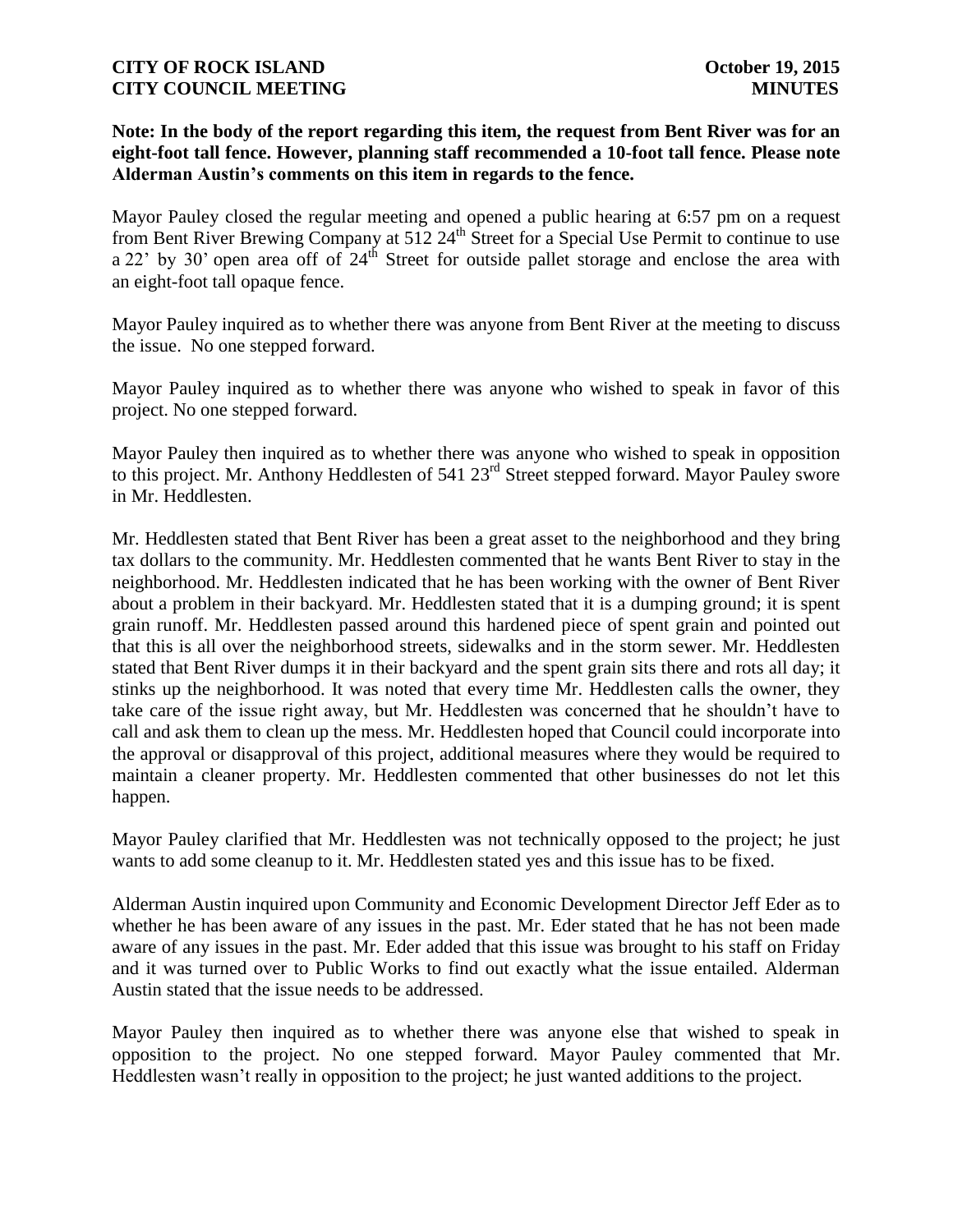**Note: In the body of the report regarding this item, the request from Bent River was for an eight-foot tall fence. However, planning staff recommended a 10-foot tall fence. Please note Alderman Austin's comments on this item in regards to the fence.**

Mayor Pauley closed the regular meeting and opened a public hearing at 6:57 pm on a request from Bent River Brewing Company at 512 24th Street for a Special Use Permit to continue to use a 22' by 30' open area off of 24th Street for outside pallet storage and enclose the area with an eight-foot tall opaque fence.

Mayor Pauley inquired as to whether there was anyone from Bent River at the meeting to discuss the issue. No one stepped forward.

Mayor Pauley inquired as to whether there was anyone who wished to speak in favor of this project. No one stepped forward.

Mayor Pauley then inquired as to whether there was anyone who wished to speak in opposition to this project. Mr. Anthony Heddlesten of 541 23rd Street stepped forward. Mayor Pauley swore in Mr. Heddlesten.

Mr. Heddlesten stated that Bent River has been a great asset to the neighborhood and they bring tax dollars to the community. Mr. Heddlesten commented that he wants Bent River to stay in the neighborhood. Mr. Heddlesten indicated that he has been working with the owner of Bent River about a problem in their backyard. Mr. Heddlesten stated that it is a dumping ground; it is spent grain runoff. Mr. Heddlesten passed around this hardened piece of spent grain and pointed out that this is all over the neighborhood streets, sidewalks and in the storm sewer. Mr. Heddlesten stated that Bent River dumps it in their backyard and the spent grain sits there and rots all day; it stinks up the neighborhood. It was noted that every time Mr. Heddlesten calls the owner, they take care of the issue right away, but Mr. Heddlesten was concerned that he shouldn't have to call and ask them to clean up the mess. Mr. Heddlesten hoped that Council could incorporate into the approval or disapproval of this project, additional measures where they would be required to maintain a cleaner property. Mr. Heddlesten commented that other businesses do not let this happen.

Mayor Pauley clarified that Mr. Heddlesten was not technically opposed to the project; he just wants to add some cleanup to it. Mr. Heddlesten stated yes and this issue has to be fixed.

Alderman Austin inquired upon Community and Economic Development Director Jeff Eder as to whether he has been aware of any issues in the past. Mr. Eder stated that he has not been made aware of any issues in the past. Mr. Eder added that this issue was brought to his staff on Friday and it was turned over to Public Works to find out exactly what the issue entailed. Alderman Austin stated that the issue needs to be addressed.

Mayor Pauley then inquired as to whether there was anyone else that wished to speak in opposition to the project. No one stepped forward. Mayor Pauley commented that Mr. Heddlesten wasn't really in opposition to the project; he just wanted additions to the project.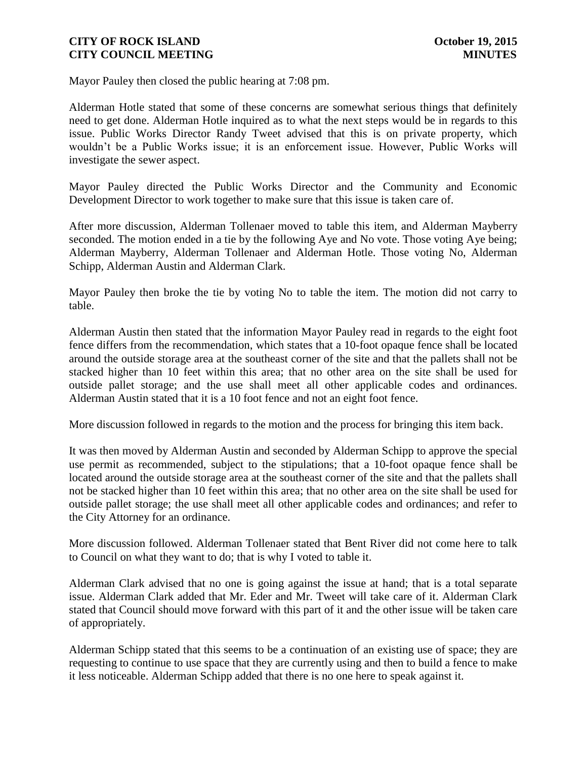Mayor Pauley then closed the public hearing at 7:08 pm.

Alderman Hotle stated that some of these concerns are somewhat serious things that definitely need to get done. Alderman Hotle inquired as to what the next steps would be in regards to this issue. Public Works Director Randy Tweet advised that this is on private property, which wouldn't be a Public Works issue; it is an enforcement issue. However, Public Works will investigate the sewer aspect.

Mayor Pauley directed the Public Works Director and the Community and Economic Development Director to work together to make sure that this issue is taken care of.

After more discussion, Alderman Tollenaer moved to table this item, and Alderman Mayberry seconded. The motion ended in a tie by the following Aye and No vote. Those voting Aye being; Alderman Mayberry, Alderman Tollenaer and Alderman Hotle. Those voting No, Alderman Schipp, Alderman Austin and Alderman Clark.

Mayor Pauley then broke the tie by voting No to table the item. The motion did not carry to table.

Alderman Austin then stated that the information Mayor Pauley read in regards to the eight foot fence differs from the recommendation, which states that a 10-foot opaque fence shall be located around the outside storage area at the southeast corner of the site and that the pallets shall not be stacked higher than 10 feet within this area; that no other area on the site shall be used for outside pallet storage; and the use shall meet all other applicable codes and ordinances. Alderman Austin stated that it is a 10 foot fence and not an eight foot fence.

More discussion followed in regards to the motion and the process for bringing this item back.

It was then moved by Alderman Austin and seconded by Alderman Schipp to approve the special use permit as recommended, subject to the stipulations; that a 10-foot opaque fence shall be located around the outside storage area at the southeast corner of the site and that the pallets shall not be stacked higher than 10 feet within this area; that no other area on the site shall be used for outside pallet storage; the use shall meet all other applicable codes and ordinances; and refer to the City Attorney for an ordinance.

More discussion followed. Alderman Tollenaer stated that Bent River did not come here to talk to Council on what they want to do; that is why I voted to table it.

Alderman Clark advised that no one is going against the issue at hand; that is a total separate issue. Alderman Clark added that Mr. Eder and Mr. Tweet will take care of it. Alderman Clark stated that Council should move forward with this part of it and the other issue will be taken care of appropriately.

Alderman Schipp stated that this seems to be a continuation of an existing use of space; they are requesting to continue to use space that they are currently using and then to build a fence to make it less noticeable. Alderman Schipp added that there is no one here to speak against it.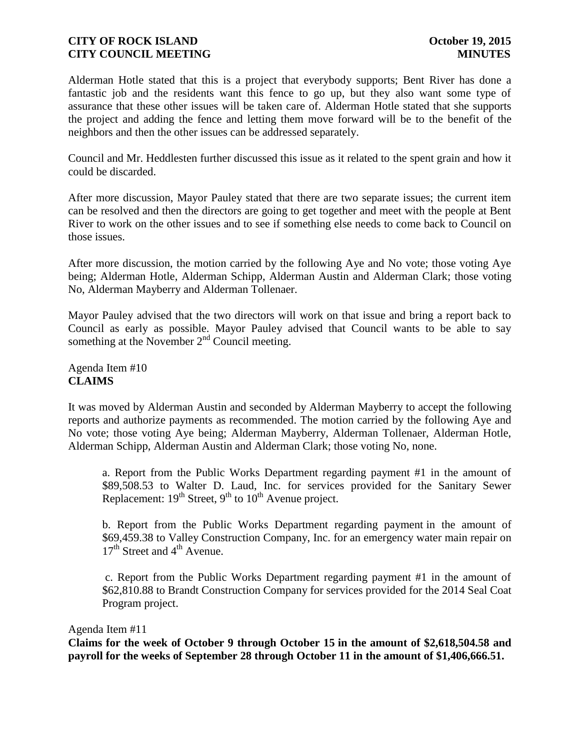Alderman Hotle stated that this is a project that everybody supports; Bent River has done a fantastic job and the residents want this fence to go up, but they also want some type of assurance that these other issues will be taken care of. Alderman Hotle stated that she supports the project and adding the fence and letting them move forward will be to the benefit of the neighbors and then the other issues can be addressed separately.

Council and Mr. Heddlesten further discussed this issue as it related to the spent grain and how it could be discarded.

After more discussion, Mayor Pauley stated that there are two separate issues; the current item can be resolved and then the directors are going to get together and meet with the people at Bent River to work on the other issues and to see if something else needs to come back to Council on those issues.

After more discussion, the motion carried by the following Aye and No vote; those voting Aye being; Alderman Hotle, Alderman Schipp, Alderman Austin and Alderman Clark; those voting No, Alderman Mayberry and Alderman Tollenaer.

Mayor Pauley advised that the two directors will work on that issue and bring a report back to Council as early as possible. Mayor Pauley advised that Council wants to be able to say something at the November 2nd Council meeting.

Agenda Item #10
**CLAIMS**

It was moved by Alderman Austin and seconded by Alderman Mayberry to accept the following reports and authorize payments as recommended. The motion carried by the following Aye and No vote; those voting Aye being; Alderman Mayberry, Alderman Tollenaer, Alderman Hotle, Alderman Schipp, Alderman Austin and Alderman Clark; those voting No, none.

a. Report from the Public Works Department regarding payment #1 in the amount of $89,508.53 to Walter D. Laud, Inc. for services provided for the Sanitary Sewer Replacement: 19th Street, 9th to 10th Avenue project.

b. Report from the Public Works Department regarding payment in the amount of $69,459.38 to Valley Construction Company, Inc. for an emergency water main repair on 17th Street and 4th Avenue.

c. Report from the Public Works Department regarding payment #1 in the amount of $62,810.88 to Brandt Construction Company for services provided for the 2014 Seal Coat Program project.

Agenda Item #11
**Claims for the week of October 9 through October 15 in the amount of $2,618,504.58 and payroll for the weeks of September 28 through October 11 in the amount of $1,406,666.51.**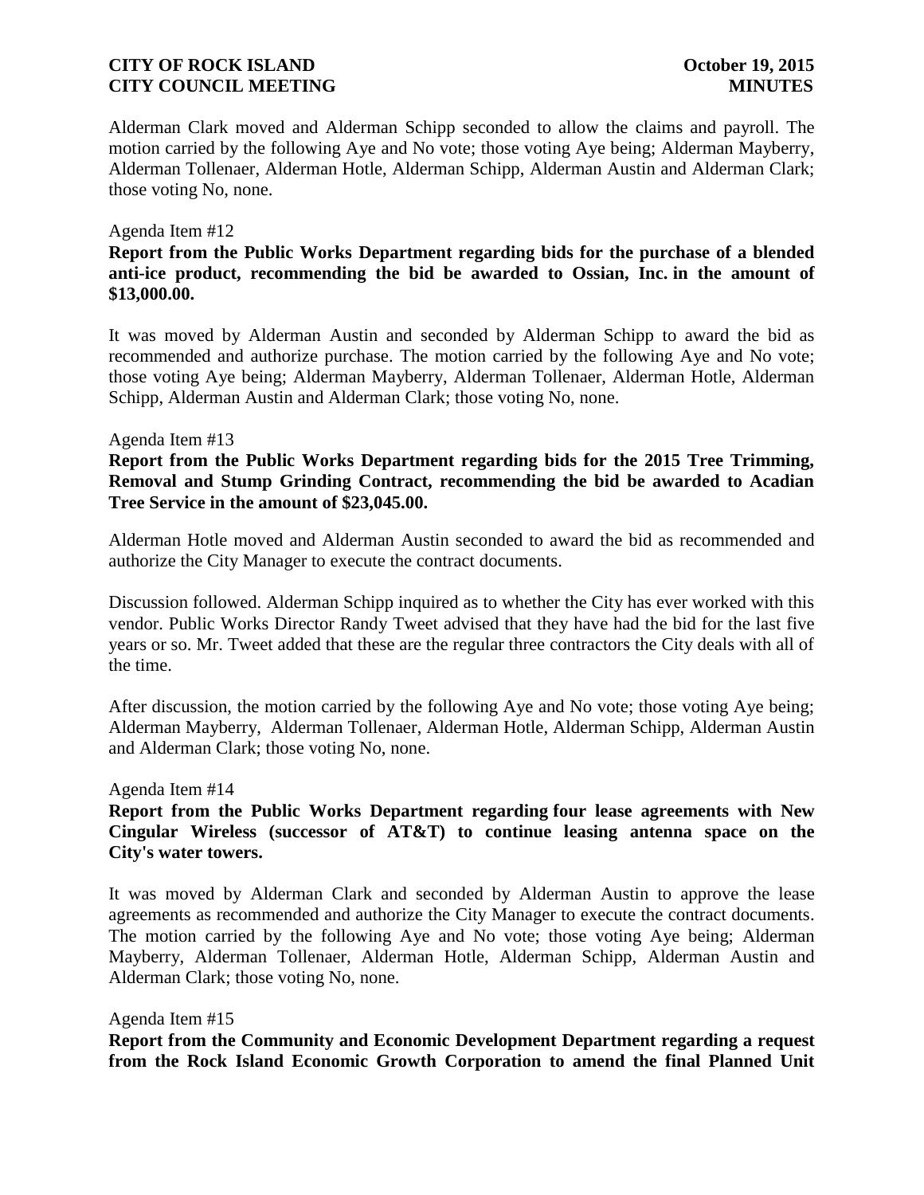Alderman Clark moved and Alderman Schipp seconded to allow the claims and payroll. The motion carried by the following Aye and No vote; those voting Aye being; Alderman Mayberry, Alderman Tollenaer, Alderman Hotle, Alderman Schipp, Alderman Austin and Alderman Clark; those voting No, none.

Agenda Item #12

**Report from the Public Works Department regarding bids for the purchase of a blended anti-ice product, recommending the bid be awarded to Ossian, Inc. in the amount of $13,000.00.**

It was moved by Alderman Austin and seconded by Alderman Schipp to award the bid as recommended and authorize purchase. The motion carried by the following Aye and No vote; those voting Aye being; Alderman Mayberry, Alderman Tollenaer, Alderman Hotle, Alderman Schipp, Alderman Austin and Alderman Clark; those voting No, none.

Agenda Item #13

**Report from the Public Works Department regarding bids for the 2015 Tree Trimming, Removal and Stump Grinding Contract, recommending the bid be awarded to Acadian Tree Service in the amount of $23,045.00.**

Alderman Hotle moved and Alderman Austin seconded to award the bid as recommended and authorize the City Manager to execute the contract documents.

Discussion followed. Alderman Schipp inquired as to whether the City has ever worked with this vendor. Public Works Director Randy Tweet advised that they have had the bid for the last five years or so. Mr. Tweet added that these are the regular three contractors the City deals with all of the time.

After discussion, the motion carried by the following Aye and No vote; those voting Aye being; Alderman Mayberry, Alderman Tollenaer, Alderman Hotle, Alderman Schipp, Alderman Austin and Alderman Clark; those voting No, none.

Agenda Item #14

**Report from the Public Works Department regarding four lease agreements with New Cingular Wireless (successor of AT&T) to continue leasing antenna space on the City's water towers.**

It was moved by Alderman Clark and seconded by Alderman Austin to approve the lease agreements as recommended and authorize the City Manager to execute the contract documents. The motion carried by the following Aye and No vote; those voting Aye being; Alderman Mayberry, Alderman Tollenaer, Alderman Hotle, Alderman Schipp, Alderman Austin and Alderman Clark; those voting No, none.

Agenda Item #15

**Report from the Community and Economic Development Department regarding a request from the Rock Island Economic Growth Corporation to amend the final Planned Unit**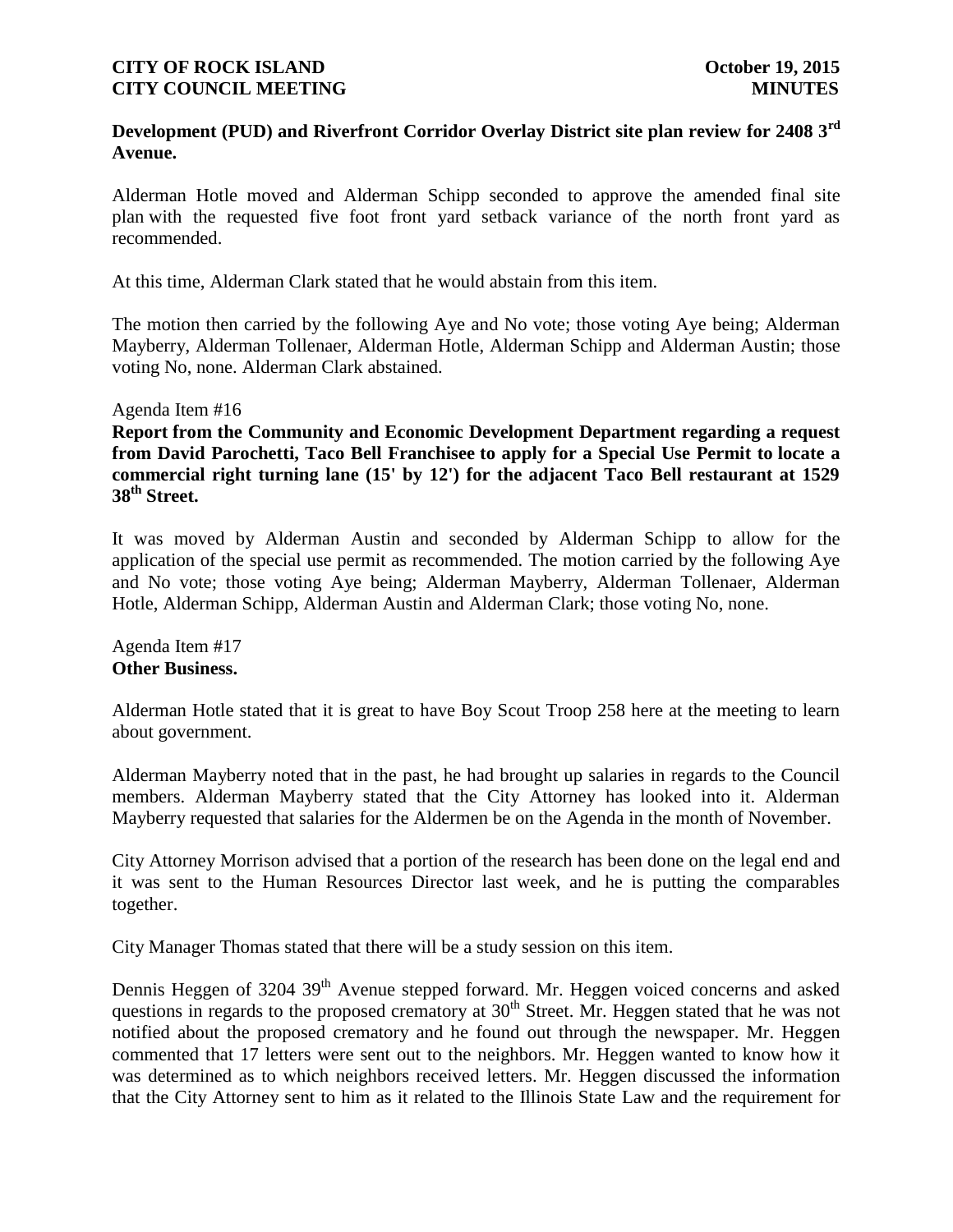**Development (PUD) and Riverfront Corridor Overlay District site plan review for 2408 3rd Avenue.**

Alderman Hotle moved and Alderman Schipp seconded to approve the amended final site plan with the requested five foot front yard setback variance of the north front yard as recommended.

At this time, Alderman Clark stated that he would abstain from this item.

The motion then carried by the following Aye and No vote; those voting Aye being; Alderman Mayberry, Alderman Tollenaer, Alderman Hotle, Alderman Schipp and Alderman Austin; those voting No, none. Alderman Clark abstained.

Agenda Item #16

**Report from the Community and Economic Development Department regarding a request from David Parochetti, Taco Bell Franchisee to apply for a Special Use Permit to locate a commercial right turning lane (15' by 12') for the adjacent Taco Bell restaurant at 1529 38th Street.**

It was moved by Alderman Austin and seconded by Alderman Schipp to allow for the application of the special use permit as recommended. The motion carried by the following Aye and No vote; those voting Aye being; Alderman Mayberry, Alderman Tollenaer, Alderman Hotle, Alderman Schipp, Alderman Austin and Alderman Clark; those voting No, none.

Agenda Item #17

**Other Business.**

Alderman Hotle stated that it is great to have Boy Scout Troop 258 here at the meeting to learn about government.

Alderman Mayberry noted that in the past, he had brought up salaries in regards to the Council members. Alderman Mayberry stated that the City Attorney has looked into it. Alderman Mayberry requested that salaries for the Aldermen be on the Agenda in the month of November.

City Attorney Morrison advised that a portion of the research has been done on the legal end and it was sent to the Human Resources Director last week, and he is putting the comparables together.

City Manager Thomas stated that there will be a study session on this item.

Dennis Heggen of 3204 39th Avenue stepped forward. Mr. Heggen voiced concerns and asked questions in regards to the proposed crematory at 30th Street. Mr. Heggen stated that he was not notified about the proposed crematory and he found out through the newspaper. Mr. Heggen commented that 17 letters were sent out to the neighbors. Mr. Heggen wanted to know how it was determined as to which neighbors received letters. Mr. Heggen discussed the information that the City Attorney sent to him as it related to the Illinois State Law and the requirement for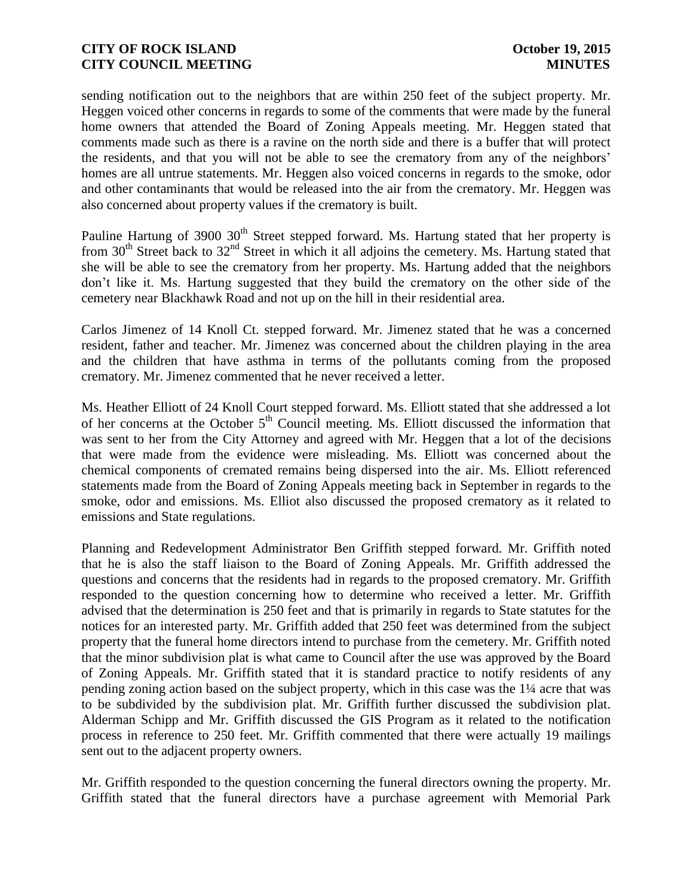sending notification out to the neighbors that are within 250 feet of the subject property. Mr. Heggen voiced other concerns in regards to some of the comments that were made by the funeral home owners that attended the Board of Zoning Appeals meeting. Mr. Heggen stated that comments made such as there is a ravine on the north side and there is a buffer that will protect the residents, and that you will not be able to see the crematory from any of the neighbors' homes are all untrue statements. Mr. Heggen also voiced concerns in regards to the smoke, odor and other contaminants that would be released into the air from the crematory. Mr. Heggen was also concerned about property values if the crematory is built.

Pauline Hartung of 3900 30th Street stepped forward. Ms. Hartung stated that her property is from 30th Street back to 32nd Street in which it all adjoins the cemetery. Ms. Hartung stated that she will be able to see the crematory from her property. Ms. Hartung added that the neighbors don't like it. Ms. Hartung suggested that they build the crematory on the other side of the cemetery near Blackhawk Road and not up on the hill in their residential area.

Carlos Jimenez of 14 Knoll Ct. stepped forward. Mr. Jimenez stated that he was a concerned resident, father and teacher. Mr. Jimenez was concerned about the children playing in the area and the children that have asthma in terms of the pollutants coming from the proposed crematory. Mr. Jimenez commented that he never received a letter.

Ms. Heather Elliott of 24 Knoll Court stepped forward. Ms. Elliott stated that she addressed a lot of her concerns at the October 5th Council meeting. Ms. Elliott discussed the information that was sent to her from the City Attorney and agreed with Mr. Heggen that a lot of the decisions that were made from the evidence were misleading. Ms. Elliott was concerned about the chemical components of cremated remains being dispersed into the air. Ms. Elliott referenced statements made from the Board of Zoning Appeals meeting back in September in regards to the smoke, odor and emissions. Ms. Elliot also discussed the proposed crematory as it related to emissions and State regulations.

Planning and Redevelopment Administrator Ben Griffith stepped forward. Mr. Griffith noted that he is also the staff liaison to the Board of Zoning Appeals. Mr. Griffith addressed the questions and concerns that the residents had in regards to the proposed crematory. Mr. Griffith responded to the question concerning how to determine who received a letter. Mr. Griffith advised that the determination is 250 feet and that is primarily in regards to State statutes for the notices for an interested party. Mr. Griffith added that 250 feet was determined from the subject property that the funeral home directors intend to purchase from the cemetery. Mr. Griffith noted that the minor subdivision plat is what came to Council after the use was approved by the Board of Zoning Appeals. Mr. Griffith stated that it is standard practice to notify residents of any pending zoning action based on the subject property, which in this case was the 1¼ acre that was to be subdivided by the subdivision plat. Mr. Griffith further discussed the subdivision plat. Alderman Schipp and Mr. Griffith discussed the GIS Program as it related to the notification process in reference to 250 feet. Mr. Griffith commented that there were actually 19 mailings sent out to the adjacent property owners.

Mr. Griffith responded to the question concerning the funeral directors owning the property. Mr. Griffith stated that the funeral directors have a purchase agreement with Memorial Park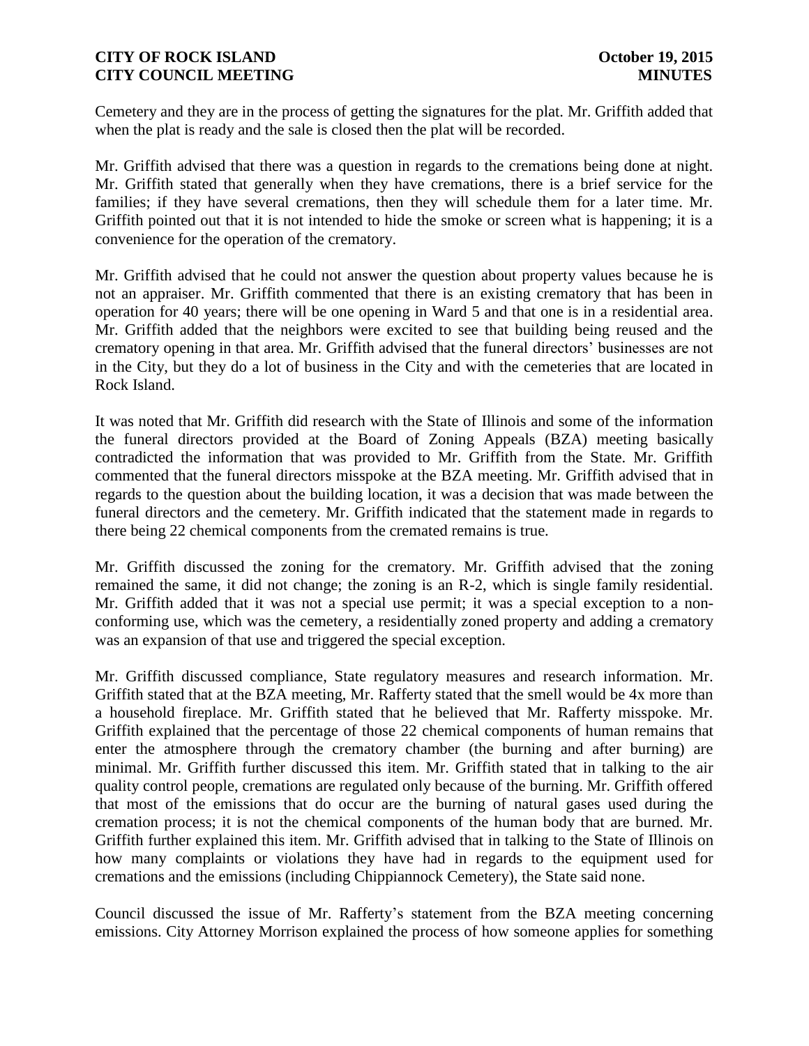Cemetery and they are in the process of getting the signatures for the plat. Mr. Griffith added that when the plat is ready and the sale is closed then the plat will be recorded.

Mr. Griffith advised that there was a question in regards to the cremations being done at night. Mr. Griffith stated that generally when they have cremations, there is a brief service for the families; if they have several cremations, then they will schedule them for a later time. Mr. Griffith pointed out that it is not intended to hide the smoke or screen what is happening; it is a convenience for the operation of the crematory.

Mr. Griffith advised that he could not answer the question about property values because he is not an appraiser. Mr. Griffith commented that there is an existing crematory that has been in operation for 40 years; there will be one opening in Ward 5 and that one is in a residential area. Mr. Griffith added that the neighbors were excited to see that building being reused and the crematory opening in that area. Mr. Griffith advised that the funeral directors' businesses are not in the City, but they do a lot of business in the City and with the cemeteries that are located in Rock Island.

It was noted that Mr. Griffith did research with the State of Illinois and some of the information the funeral directors provided at the Board of Zoning Appeals (BZA) meeting basically contradicted the information that was provided to Mr. Griffith from the State. Mr. Griffith commented that the funeral directors misspoke at the BZA meeting. Mr. Griffith advised that in regards to the question about the building location, it was a decision that was made between the funeral directors and the cemetery. Mr. Griffith indicated that the statement made in regards to there being 22 chemical components from the cremated remains is true.

Mr. Griffith discussed the zoning for the crematory. Mr. Griffith advised that the zoning remained the same, it did not change; the zoning is an R-2, which is single family residential. Mr. Griffith added that it was not a special use permit; it was a special exception to a non-conforming use, which was the cemetery, a residentially zoned property and adding a crematory was an expansion of that use and triggered the special exception.

Mr. Griffith discussed compliance, State regulatory measures and research information. Mr. Griffith stated that at the BZA meeting, Mr. Rafferty stated that the smell would be 4x more than a household fireplace. Mr. Griffith stated that he believed that Mr. Rafferty misspoke. Mr. Griffith explained that the percentage of those 22 chemical components of human remains that enter the atmosphere through the crematory chamber (the burning and after burning) are minimal. Mr. Griffith further discussed this item. Mr. Griffith stated that in talking to the air quality control people, cremations are regulated only because of the burning. Mr. Griffith offered that most of the emissions that do occur are the burning of natural gases used during the cremation process; it is not the chemical components of the human body that are burned. Mr. Griffith further explained this item. Mr. Griffith advised that in talking to the State of Illinois on how many complaints or violations they have had in regards to the equipment used for cremations and the emissions (including Chippiannock Cemetery), the State said none.

Council discussed the issue of Mr. Rafferty's statement from the BZA meeting concerning emissions. City Attorney Morrison explained the process of how someone applies for something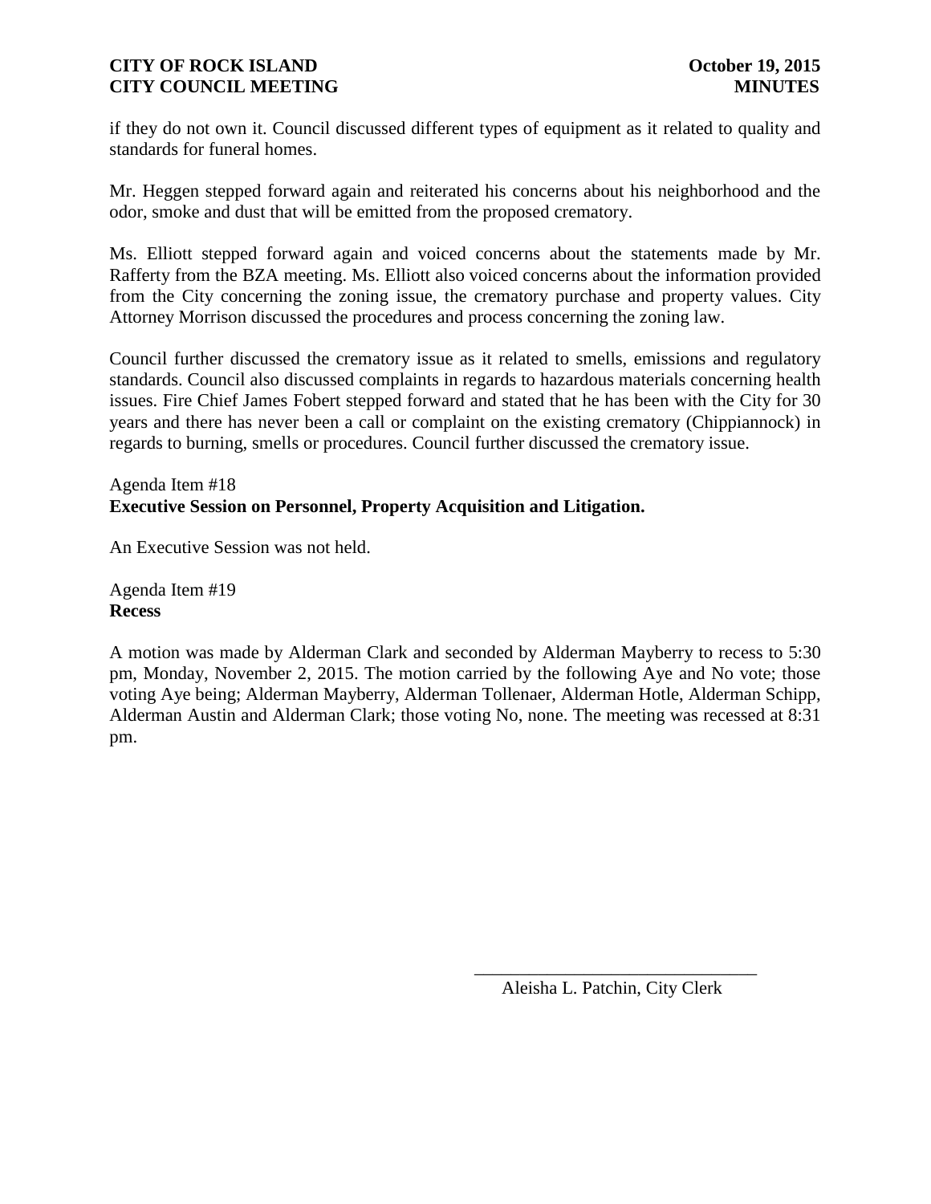if they do not own it. Council discussed different types of equipment as it related to quality and standards for funeral homes.

Mr. Heggen stepped forward again and reiterated his concerns about his neighborhood and the odor, smoke and dust that will be emitted from the proposed crematory.

Ms. Elliott stepped forward again and voiced concerns about the statements made by Mr. Rafferty from the BZA meeting. Ms. Elliott also voiced concerns about the information provided from the City concerning the zoning issue, the crematory purchase and property values. City Attorney Morrison discussed the procedures and process concerning the zoning law.

Council further discussed the crematory issue as it related to smells, emissions and regulatory standards. Council also discussed complaints in regards to hazardous materials concerning health issues. Fire Chief James Fobert stepped forward and stated that he has been with the City for 30 years and there has never been a call or complaint on the existing crematory (Chippiannock) in regards to burning, smells or procedures. Council further discussed the crematory issue.

Agenda Item #18
**Executive Session on Personnel, Property Acquisition and Litigation.**

An Executive Session was not held.

Agenda Item #19
**Recess**

A motion was made by Alderman Clark and seconded by Alderman Mayberry to recess to 5:30 pm, Monday, November 2, 2015. The motion carried by the following Aye and No vote; those voting Aye being; Alderman Mayberry, Alderman Tollenaer, Alderman Hotle, Alderman Schipp, Alderman Austin and Alderman Clark; those voting No, none. The meeting was recessed at 8:31 pm.

\_\_\_\_\_\_\_\_\_\_\_\_\_\_\_\_\_\_\_\_\_\_\_\_\_\_\_\_\_\_
Aleisha L. Patchin, City Clerk